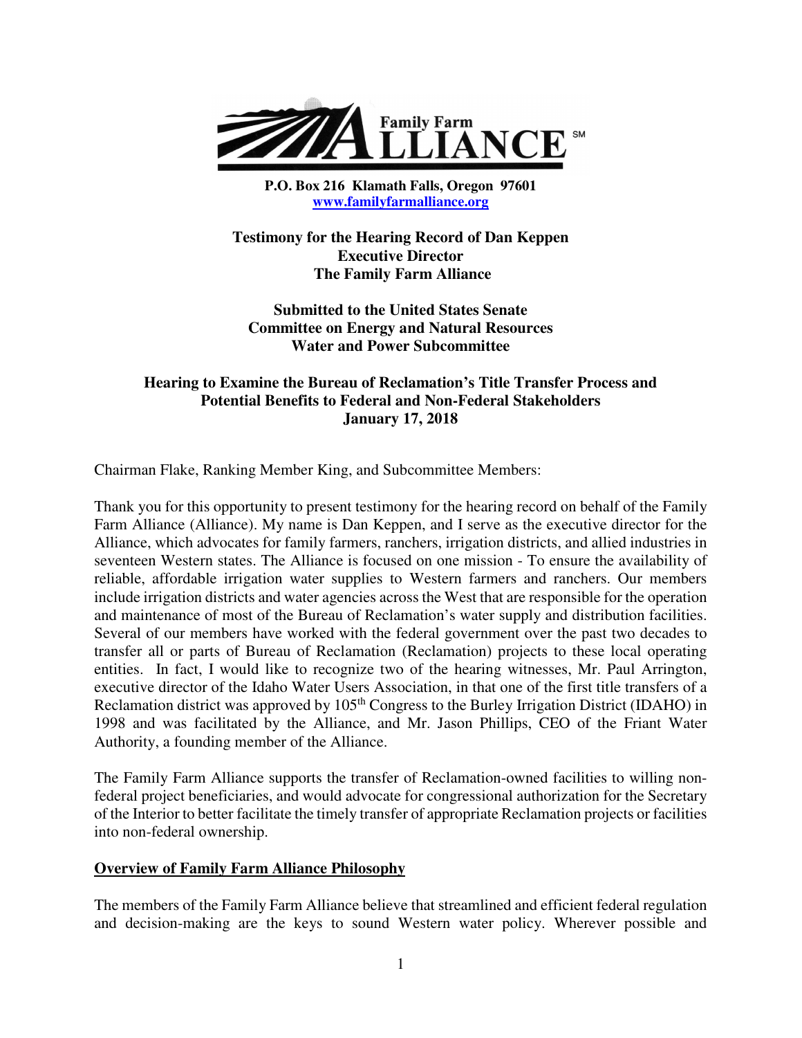Family Farm ALLIANCE[SM]

**P.O. Box 216 Klamath Falls, Oregon 97601**
**www.familyfarmalliance.org**

**Testimony for the Hearing Record of Dan Keppen**
**Executive Director**
**The Family Farm Alliance**

**Submitted to the United States Senate**
**Committee on Energy and Natural Resources**
**Water and Power Subcommittee**

**Hearing to Examine the Bureau of Reclamation's Title Transfer Process and Potential Benefits to Federal and Non-Federal Stakeholders**
**January 17, 2018**

Chairman Flake, Ranking Member King, and Subcommittee Members:

Thank you for this opportunity to present testimony for the hearing record on behalf of the Family Farm Alliance (Alliance). My name is Dan Keppen, and I serve as the executive director for the Alliance, which advocates for family farmers, ranchers, irrigation districts, and allied industries in seventeen Western states. The Alliance is focused on one mission - To ensure the availability of reliable, affordable irrigation water supplies to Western farmers and ranchers. Our members include irrigation districts and water agencies across the West that are responsible for the operation and maintenance of most of the Bureau of Reclamation's water supply and distribution facilities. Several of our members have worked with the federal government over the past two decades to transfer all or parts of Bureau of Reclamation (Reclamation) projects to these local operating entities. In fact, I would like to recognize two of the hearing witnesses, Mr. Paul Arrington, executive director of the Idaho Water Users Association, in that one of the first title transfers of a Reclamation district was approved by 105th Congress to the Burley Irrigation District (IDAHO) in 1998 and was facilitated by the Alliance, and Mr. Jason Phillips, CEO of the Friant Water Authority, a founding member of the Alliance.

The Family Farm Alliance supports the transfer of Reclamation-owned facilities to willing non-federal project beneficiaries, and would advocate for congressional authorization for the Secretary of the Interior to better facilitate the timely transfer of appropriate Reclamation projects or facilities into non-federal ownership.

## Overview of Family Farm Alliance Philosophy

The members of the Family Farm Alliance believe that streamlined and efficient federal regulation and decision-making are the keys to sound Western water policy. Wherever possible and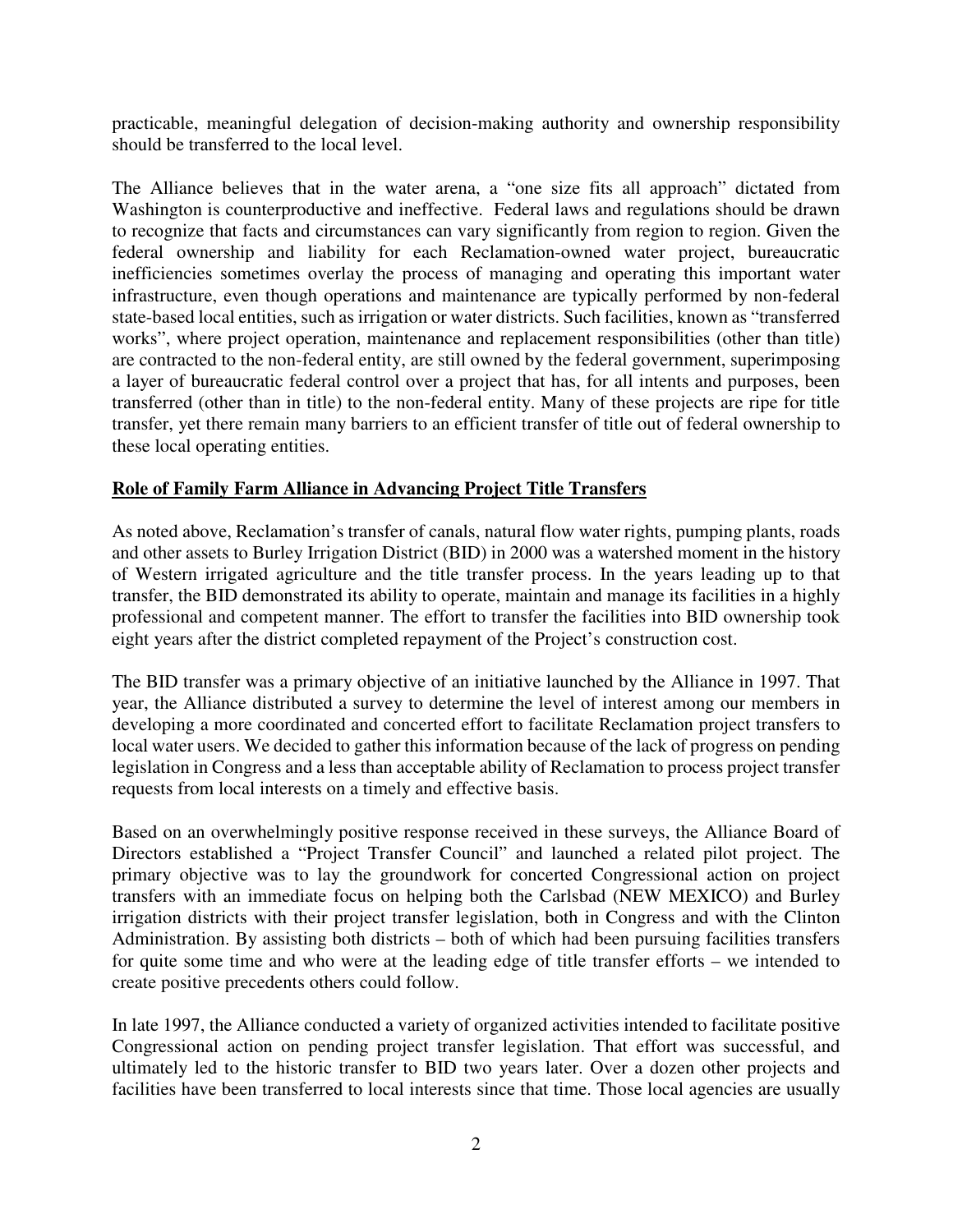practicable, meaningful delegation of decision-making authority and ownership responsibility should be transferred to the local level.

The Alliance believes that in the water arena, a "one size fits all approach" dictated from Washington is counterproductive and ineffective. Federal laws and regulations should be drawn to recognize that facts and circumstances can vary significantly from region to region. Given the federal ownership and liability for each Reclamation-owned water project, bureaucratic inefficiencies sometimes overlay the process of managing and operating this important water infrastructure, even though operations and maintenance are typically performed by non-federal state-based local entities, such as irrigation or water districts. Such facilities, known as "transferred works", where project operation, maintenance and replacement responsibilities (other than title) are contracted to the non-federal entity, are still owned by the federal government, superimposing a layer of bureaucratic federal control over a project that has, for all intents and purposes, been transferred (other than in title) to the non-federal entity. Many of these projects are ripe for title transfer, yet there remain many barriers to an efficient transfer of title out of federal ownership to these local operating entities.

**Role of Family Farm Alliance in Advancing Project Title Transfers**

As noted above, Reclamation's transfer of canals, natural flow water rights, pumping plants, roads and other assets to Burley Irrigation District (BID) in 2000 was a watershed moment in the history of Western irrigated agriculture and the title transfer process. In the years leading up to that transfer, the BID demonstrated its ability to operate, maintain and manage its facilities in a highly professional and competent manner. The effort to transfer the facilities into BID ownership took eight years after the district completed repayment of the Project's construction cost.

The BID transfer was a primary objective of an initiative launched by the Alliance in 1997. That year, the Alliance distributed a survey to determine the level of interest among our members in developing a more coordinated and concerted effort to facilitate Reclamation project transfers to local water users. We decided to gather this information because of the lack of progress on pending legislation in Congress and a less than acceptable ability of Reclamation to process project transfer requests from local interests on a timely and effective basis.

Based on an overwhelmingly positive response received in these surveys, the Alliance Board of Directors established a "Project Transfer Council" and launched a related pilot project. The primary objective was to lay the groundwork for concerted Congressional action on project transfers with an immediate focus on helping both the Carlsbad (NEW MEXICO) and Burley irrigation districts with their project transfer legislation, both in Congress and with the Clinton Administration. By assisting both districts – both of which had been pursuing facilities transfers for quite some time and who were at the leading edge of title transfer efforts – we intended to create positive precedents others could follow.

In late 1997, the Alliance conducted a variety of organized activities intended to facilitate positive Congressional action on pending project transfer legislation. That effort was successful, and ultimately led to the historic transfer to BID two years later. Over a dozen other projects and facilities have been transferred to local interests since that time. Those local agencies are usually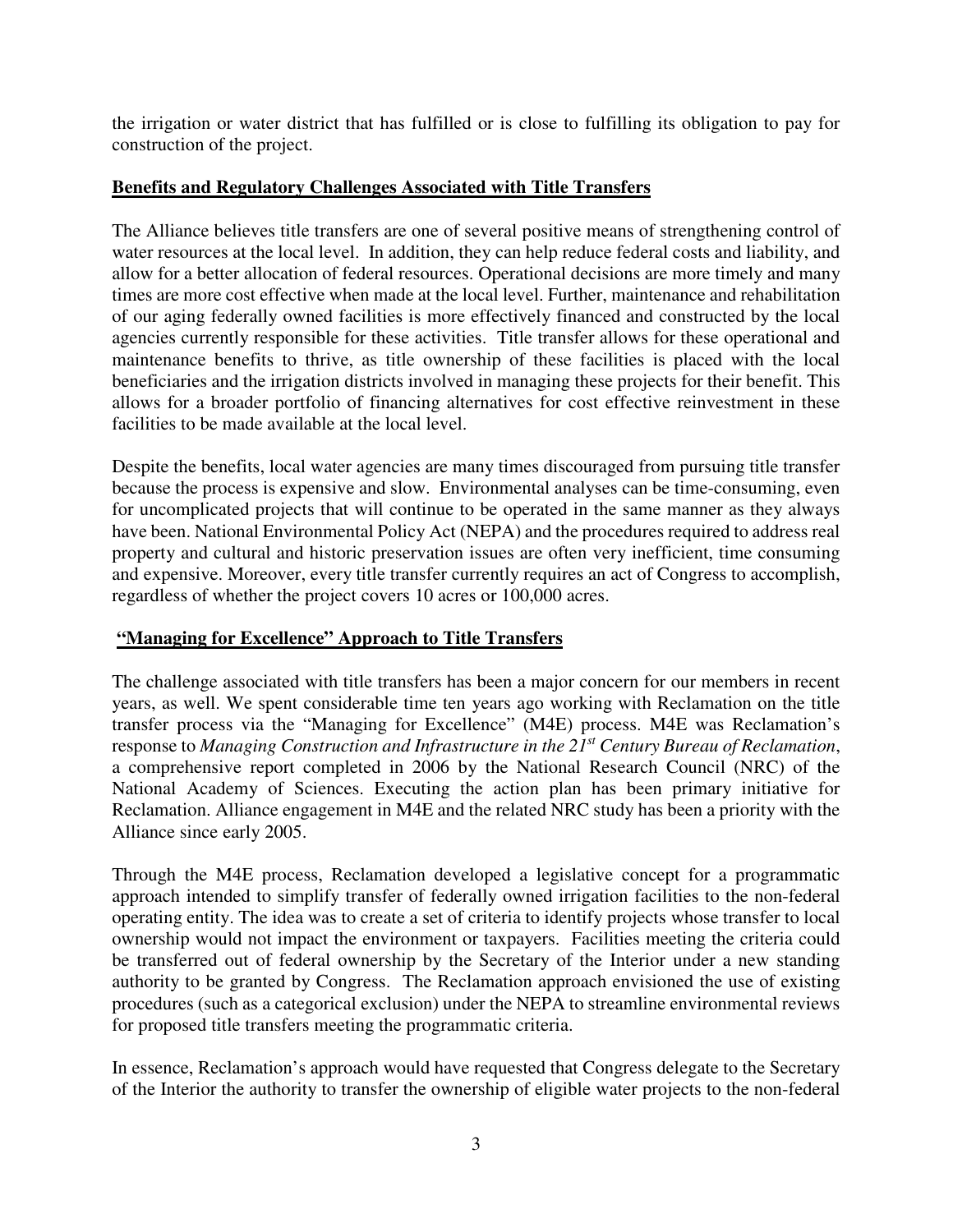the irrigation or water district that has fulfilled or is close to fulfilling its obligation to pay for construction of the project.

## Benefits and Regulatory Challenges Associated with Title Transfers

The Alliance believes title transfers are one of several positive means of strengthening control of water resources at the local level. In addition, they can help reduce federal costs and liability, and allow for a better allocation of federal resources. Operational decisions are more timely and many times are more cost effective when made at the local level. Further, maintenance and rehabilitation of our aging federally owned facilities is more effectively financed and constructed by the local agencies currently responsible for these activities. Title transfer allows for these operational and maintenance benefits to thrive, as title ownership of these facilities is placed with the local beneficiaries and the irrigation districts involved in managing these projects for their benefit. This allows for a broader portfolio of financing alternatives for cost effective reinvestment in these facilities to be made available at the local level.

Despite the benefits, local water agencies are many times discouraged from pursuing title transfer because the process is expensive and slow. Environmental analyses can be time-consuming, even for uncomplicated projects that will continue to be operated in the same manner as they always have been. National Environmental Policy Act (NEPA) and the procedures required to address real property and cultural and historic preservation issues are often very inefficient, time consuming and expensive. Moreover, every title transfer currently requires an act of Congress to accomplish, regardless of whether the project covers 10 acres or 100,000 acres.

## "Managing for Excellence" Approach to Title Transfers

The challenge associated with title transfers has been a major concern for our members in recent years, as well. We spent considerable time ten years ago working with Reclamation on the title transfer process via the "Managing for Excellence" (M4E) process. M4E was Reclamation's response to *Managing Construction and Infrastructure in the 21st Century Bureau of Reclamation*, a comprehensive report completed in 2006 by the National Research Council (NRC) of the National Academy of Sciences. Executing the action plan has been primary initiative for Reclamation. Alliance engagement in M4E and the related NRC study has been a priority with the Alliance since early 2005.

Through the M4E process, Reclamation developed a legislative concept for a programmatic approach intended to simplify transfer of federally owned irrigation facilities to the non-federal operating entity. The idea was to create a set of criteria to identify projects whose transfer to local ownership would not impact the environment or taxpayers. Facilities meeting the criteria could be transferred out of federal ownership by the Secretary of the Interior under a new standing authority to be granted by Congress. The Reclamation approach envisioned the use of existing procedures (such as a categorical exclusion) under the NEPA to streamline environmental reviews for proposed title transfers meeting the programmatic criteria.

In essence, Reclamation's approach would have requested that Congress delegate to the Secretary of the Interior the authority to transfer the ownership of eligible water projects to the non-federal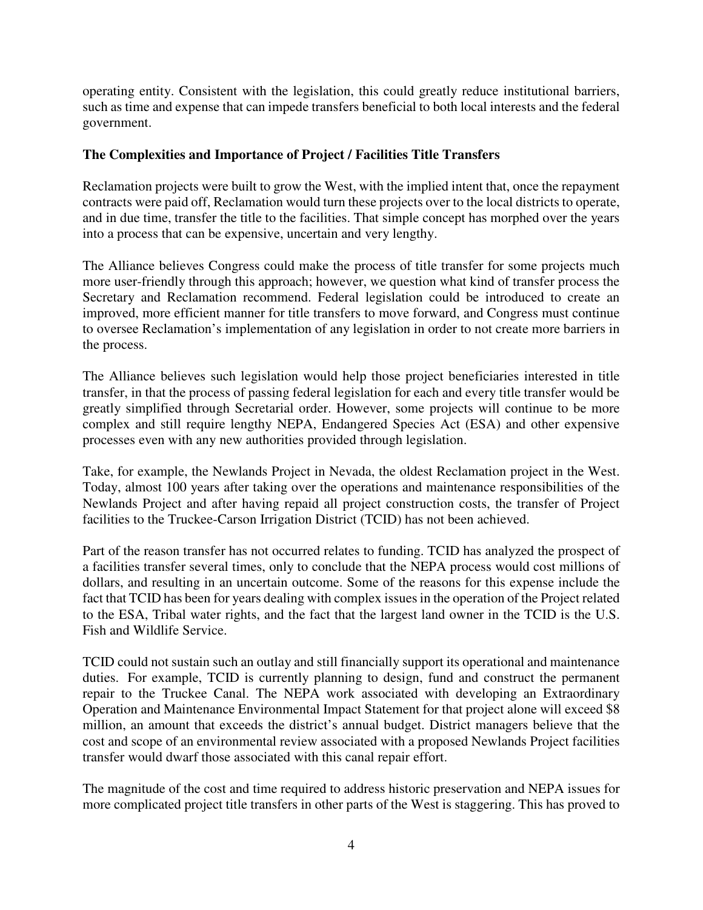operating entity. Consistent with the legislation, this could greatly reduce institutional barriers, such as time and expense that can impede transfers beneficial to both local interests and the federal government.

**The Complexities and Importance of Project / Facilities Title Transfers**

Reclamation projects were built to grow the West, with the implied intent that, once the repayment contracts were paid off, Reclamation would turn these projects over to the local districts to operate, and in due time, transfer the title to the facilities. That simple concept has morphed over the years into a process that can be expensive, uncertain and very lengthy.

The Alliance believes Congress could make the process of title transfer for some projects much more user-friendly through this approach; however, we question what kind of transfer process the Secretary and Reclamation recommend. Federal legislation could be introduced to create an improved, more efficient manner for title transfers to move forward, and Congress must continue to oversee Reclamation's implementation of any legislation in order to not create more barriers in the process.

The Alliance believes such legislation would help those project beneficiaries interested in title transfer, in that the process of passing federal legislation for each and every title transfer would be greatly simplified through Secretarial order. However, some projects will continue to be more complex and still require lengthy NEPA, Endangered Species Act (ESA) and other expensive processes even with any new authorities provided through legislation.

Take, for example, the Newlands Project in Nevada, the oldest Reclamation project in the West. Today, almost 100 years after taking over the operations and maintenance responsibilities of the Newlands Project and after having repaid all project construction costs, the transfer of Project facilities to the Truckee-Carson Irrigation District (TCID) has not been achieved.

Part of the reason transfer has not occurred relates to funding. TCID has analyzed the prospect of a facilities transfer several times, only to conclude that the NEPA process would cost millions of dollars, and resulting in an uncertain outcome. Some of the reasons for this expense include the fact that TCID has been for years dealing with complex issues in the operation of the Project related to the ESA, Tribal water rights, and the fact that the largest land owner in the TCID is the U.S. Fish and Wildlife Service.

TCID could not sustain such an outlay and still financially support its operational and maintenance duties. For example, TCID is currently planning to design, fund and construct the permanent repair to the Truckee Canal. The NEPA work associated with developing an Extraordinary Operation and Maintenance Environmental Impact Statement for that project alone will exceed $8 million, an amount that exceeds the district's annual budget. District managers believe that the cost and scope of an environmental review associated with a proposed Newlands Project facilities transfer would dwarf those associated with this canal repair effort.

The magnitude of the cost and time required to address historic preservation and NEPA issues for more complicated project title transfers in other parts of the West is staggering. This has proved to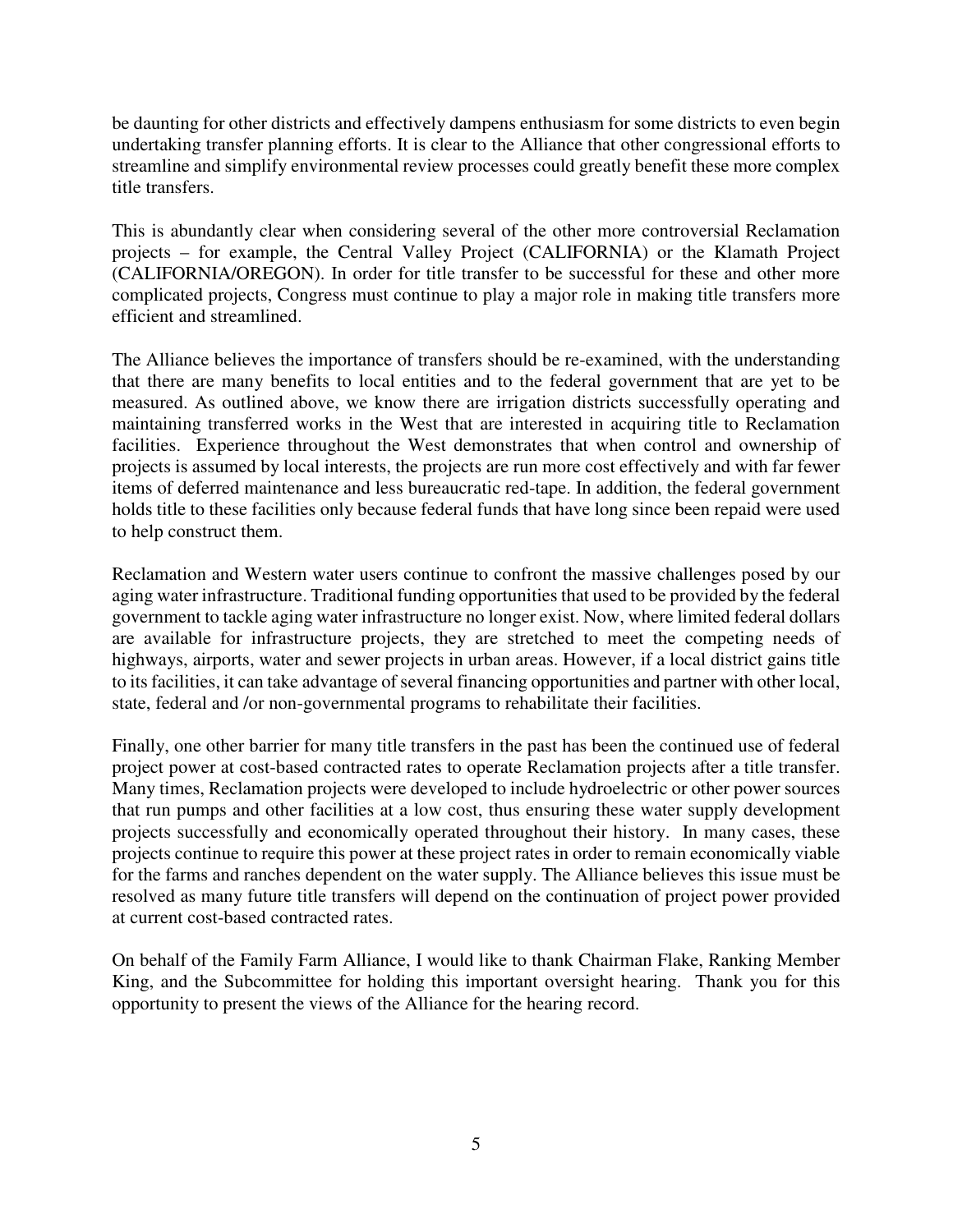be daunting for other districts and effectively dampens enthusiasm for some districts to even begin undertaking transfer planning efforts. It is clear to the Alliance that other congressional efforts to streamline and simplify environmental review processes could greatly benefit these more complex title transfers.

This is abundantly clear when considering several of the other more controversial Reclamation projects – for example, the Central Valley Project (CALIFORNIA) or the Klamath Project (CALIFORNIA/OREGON). In order for title transfer to be successful for these and other more complicated projects, Congress must continue to play a major role in making title transfers more efficient and streamlined.

The Alliance believes the importance of transfers should be re-examined, with the understanding that there are many benefits to local entities and to the federal government that are yet to be measured. As outlined above, we know there are irrigation districts successfully operating and maintaining transferred works in the West that are interested in acquiring title to Reclamation facilities. Experience throughout the West demonstrates that when control and ownership of projects is assumed by local interests, the projects are run more cost effectively and with far fewer items of deferred maintenance and less bureaucratic red-tape. In addition, the federal government holds title to these facilities only because federal funds that have long since been repaid were used to help construct them.

Reclamation and Western water users continue to confront the massive challenges posed by our aging water infrastructure. Traditional funding opportunities that used to be provided by the federal government to tackle aging water infrastructure no longer exist. Now, where limited federal dollars are available for infrastructure projects, they are stretched to meet the competing needs of highways, airports, water and sewer projects in urban areas. However, if a local district gains title to its facilities, it can take advantage of several financing opportunities and partner with other local, state, federal and /or non-governmental programs to rehabilitate their facilities.

Finally, one other barrier for many title transfers in the past has been the continued use of federal project power at cost-based contracted rates to operate Reclamation projects after a title transfer. Many times, Reclamation projects were developed to include hydroelectric or other power sources that run pumps and other facilities at a low cost, thus ensuring these water supply development projects successfully and economically operated throughout their history. In many cases, these projects continue to require this power at these project rates in order to remain economically viable for the farms and ranches dependent on the water supply. The Alliance believes this issue must be resolved as many future title transfers will depend on the continuation of project power provided at current cost-based contracted rates.

On behalf of the Family Farm Alliance, I would like to thank Chairman Flake, Ranking Member King, and the Subcommittee for holding this important oversight hearing. Thank you for this opportunity to present the views of the Alliance for the hearing record.